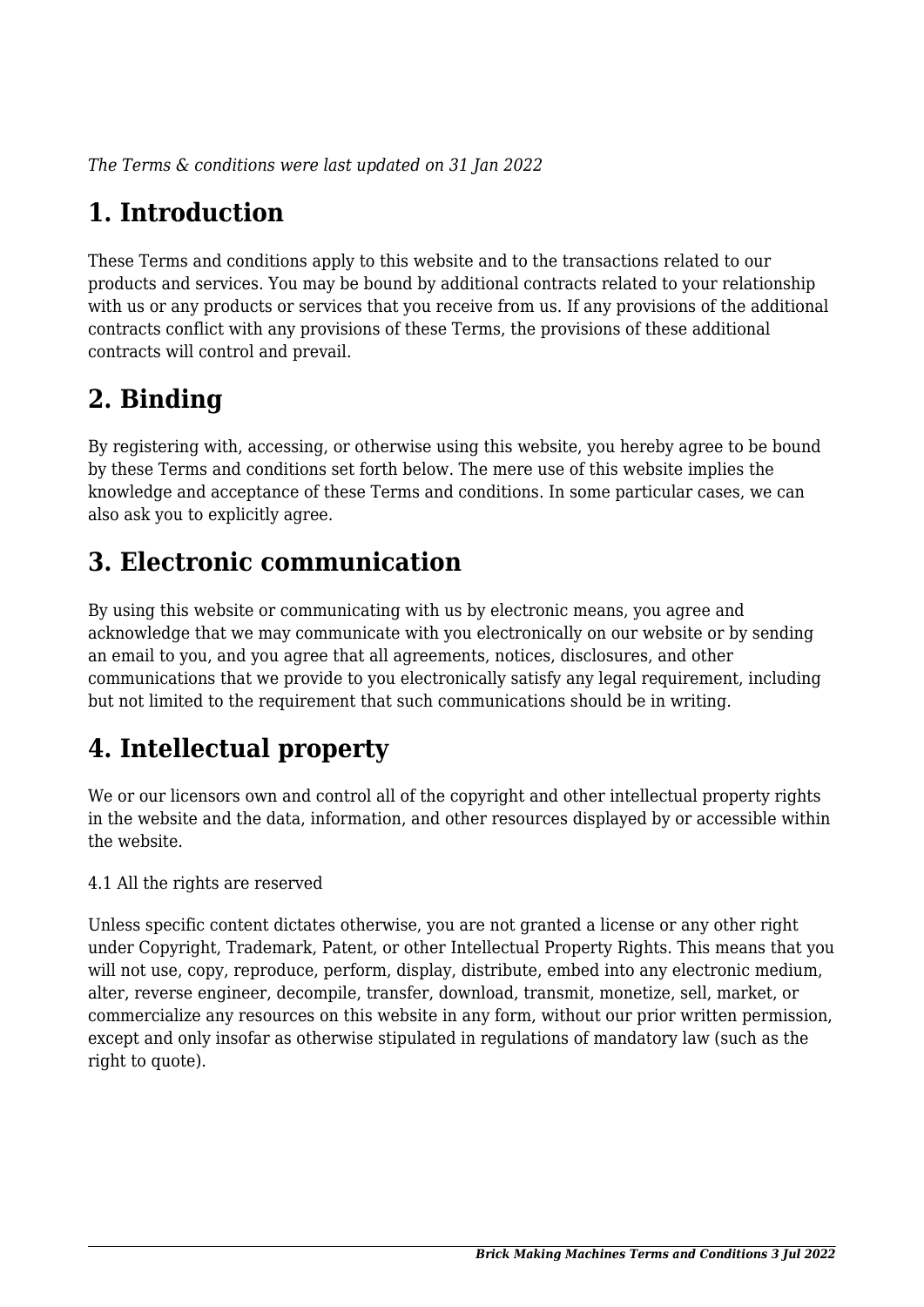*The Terms & conditions were last updated on 31 Jan 2022*

# 1. Introduction

These Terms and conditions apply to this website and to the transactions related to our products and services. You may be bound by additional contracts related to your relationship with us or any products or services that you receive from us. If any provisions of the additional contracts conflict with any provisions of these Terms, the provisions of these additional contracts will control and prevail.

# 2. Binding

By registering with, accessing, or otherwise using this website, you hereby agree to be bound by these Terms and conditions set forth below. The mere use of this website implies the knowledge and acceptance of these Terms and conditions. In some particular cases, we can also ask you to explicitly agree.

# 3. Electronic communication

By using this website or communicating with us by electronic means, you agree and acknowledge that we may communicate with you electronically on our website or by sending an email to you, and you agree that all agreements, notices, disclosures, and other communications that we provide to you electronically satisfy any legal requirement, including but not limited to the requirement that such communications should be in writing.

# 4. Intellectual property

We or our licensors own and control all of the copyright and other intellectual property rights in the website and the data, information, and other resources displayed by or accessible within the website.

4.1 All the rights are reserved

Unless specific content dictates otherwise, you are not granted a license or any other right under Copyright, Trademark, Patent, or other Intellectual Property Rights. This means that you will not use, copy, reproduce, perform, display, distribute, embed into any electronic medium, alter, reverse engineer, decompile, transfer, download, transmit, monetize, sell, market, or commercialize any resources on this website in any form, without our prior written permission, except and only insofar as otherwise stipulated in regulations of mandatory law (such as the right to quote).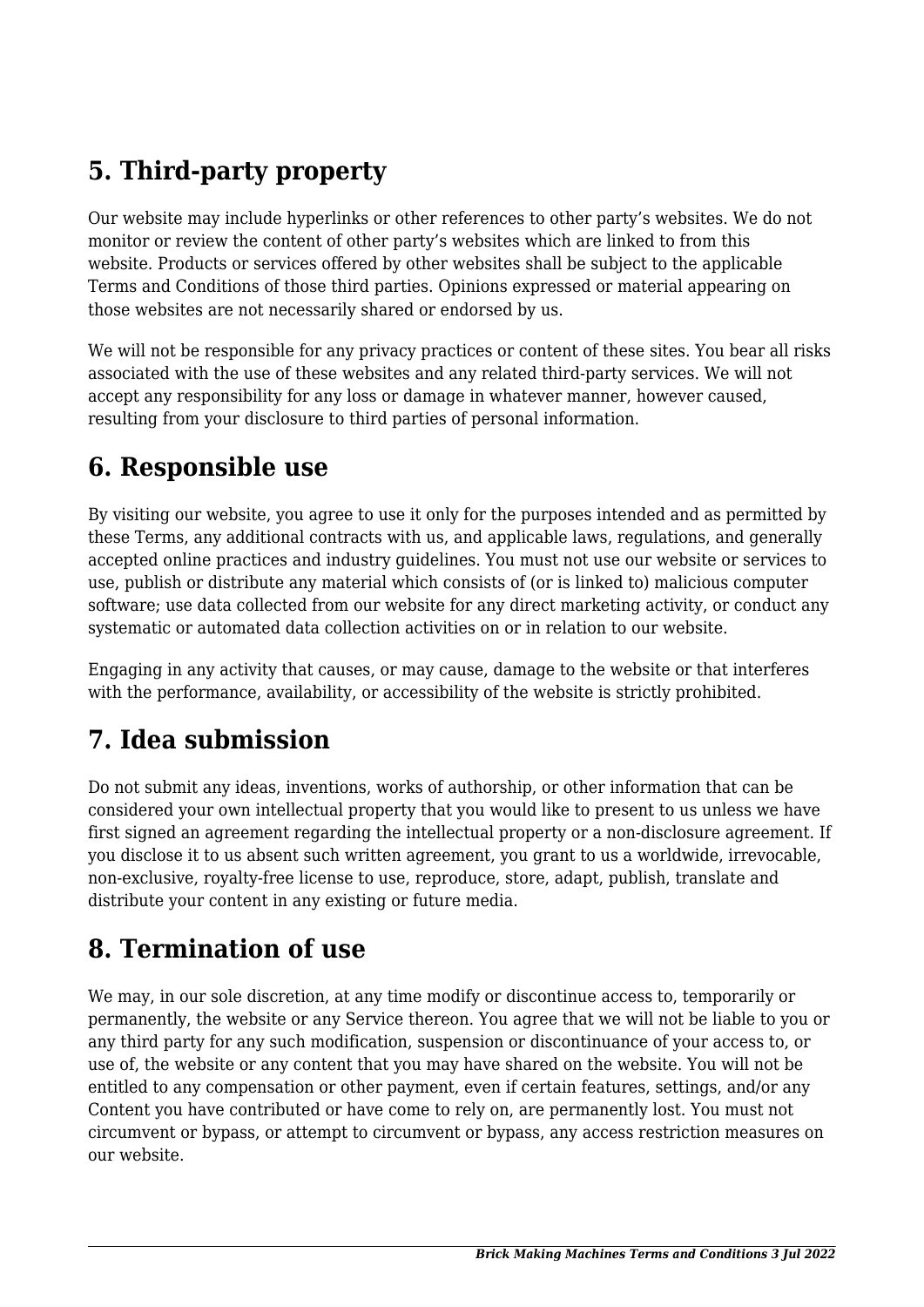## 5. Third-party property

Our website may include hyperlinks or other references to other party's websites. We do not monitor or review the content of other party's websites which are linked to from this website. Products or services offered by other websites shall be subject to the applicable Terms and Conditions of those third parties. Opinions expressed or material appearing on those websites are not necessarily shared or endorsed by us.

We will not be responsible for any privacy practices or content of these sites. You bear all risks associated with the use of these websites and any related third-party services. We will not accept any responsibility for any loss or damage in whatever manner, however caused, resulting from your disclosure to third parties of personal information.

## 6. Responsible use

By visiting our website, you agree to use it only for the purposes intended and as permitted by these Terms, any additional contracts with us, and applicable laws, regulations, and generally accepted online practices and industry guidelines. You must not use our website or services to use, publish or distribute any material which consists of (or is linked to) malicious computer software; use data collected from our website for any direct marketing activity, or conduct any systematic or automated data collection activities on or in relation to our website.

Engaging in any activity that causes, or may cause, damage to the website or that interferes with the performance, availability, or accessibility of the website is strictly prohibited.

## 7. Idea submission

Do not submit any ideas, inventions, works of authorship, or other information that can be considered your own intellectual property that you would like to present to us unless we have first signed an agreement regarding the intellectual property or a non-disclosure agreement. If you disclose it to us absent such written agreement, you grant to us a worldwide, irrevocable, non-exclusive, royalty-free license to use, reproduce, store, adapt, publish, translate and distribute your content in any existing or future media.

## 8. Termination of use

We may, in our sole discretion, at any time modify or discontinue access to, temporarily or permanently, the website or any Service thereon. You agree that we will not be liable to you or any third party for any such modification, suspension or discontinuance of your access to, or use of, the website or any content that you may have shared on the website. You will not be entitled to any compensation or other payment, even if certain features, settings, and/or any Content you have contributed or have come to rely on, are permanently lost. You must not circumvent or bypass, or attempt to circumvent or bypass, any access restriction measures on our website.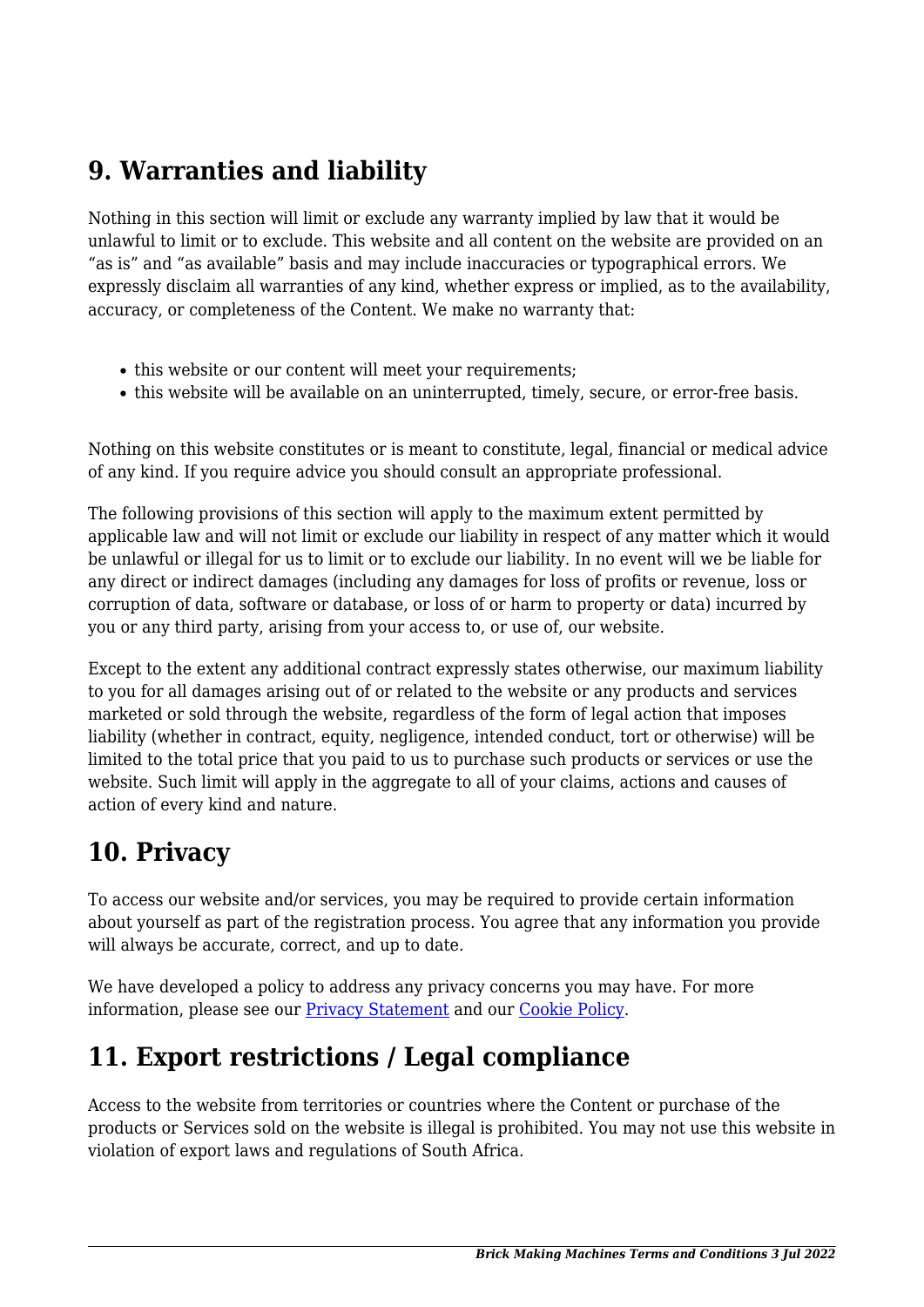## 9. Warranties and liability

Nothing in this section will limit or exclude any warranty implied by law that it would be unlawful to limit or to exclude. This website and all content on the website are provided on an "as is" and "as available" basis and may include inaccuracies or typographical errors. We expressly disclaim all warranties of any kind, whether express or implied, as to the availability, accuracy, or completeness of the Content. We make no warranty that:

- this website or our content will meet your requirements;
- this website will be available on an uninterrupted, timely, secure, or error-free basis.

Nothing on this website constitutes or is meant to constitute, legal, financial or medical advice of any kind. If you require advice you should consult an appropriate professional.

The following provisions of this section will apply to the maximum extent permitted by applicable law and will not limit or exclude our liability in respect of any matter which it would be unlawful or illegal for us to limit or to exclude our liability. In no event will we be liable for any direct or indirect damages (including any damages for loss of profits or revenue, loss or corruption of data, software or database, or loss of or harm to property or data) incurred by you or any third party, arising from your access to, or use of, our website.

Except to the extent any additional contract expressly states otherwise, our maximum liability to you for all damages arising out of or related to the website or any products and services marketed or sold through the website, regardless of the form of legal action that imposes liability (whether in contract, equity, negligence, intended conduct, tort or otherwise) will be limited to the total price that you paid to us to purchase such products or services or use the website. Such limit will apply in the aggregate to all of your claims, actions and causes of action of every kind and nature.

## 10. Privacy

To access our website and/or services, you may be required to provide certain information about yourself as part of the registration process. You agree that any information you provide will always be accurate, correct, and up to date.

We have developed a policy to address any privacy concerns you may have. For more information, please see our [Privacy Statement]() and our [Cookie Policy]().

## 11. Export restrictions / Legal compliance

Access to the website from territories or countries where the Content or purchase of the products or Services sold on the website is illegal is prohibited. You may not use this website in violation of export laws and regulations of South Africa.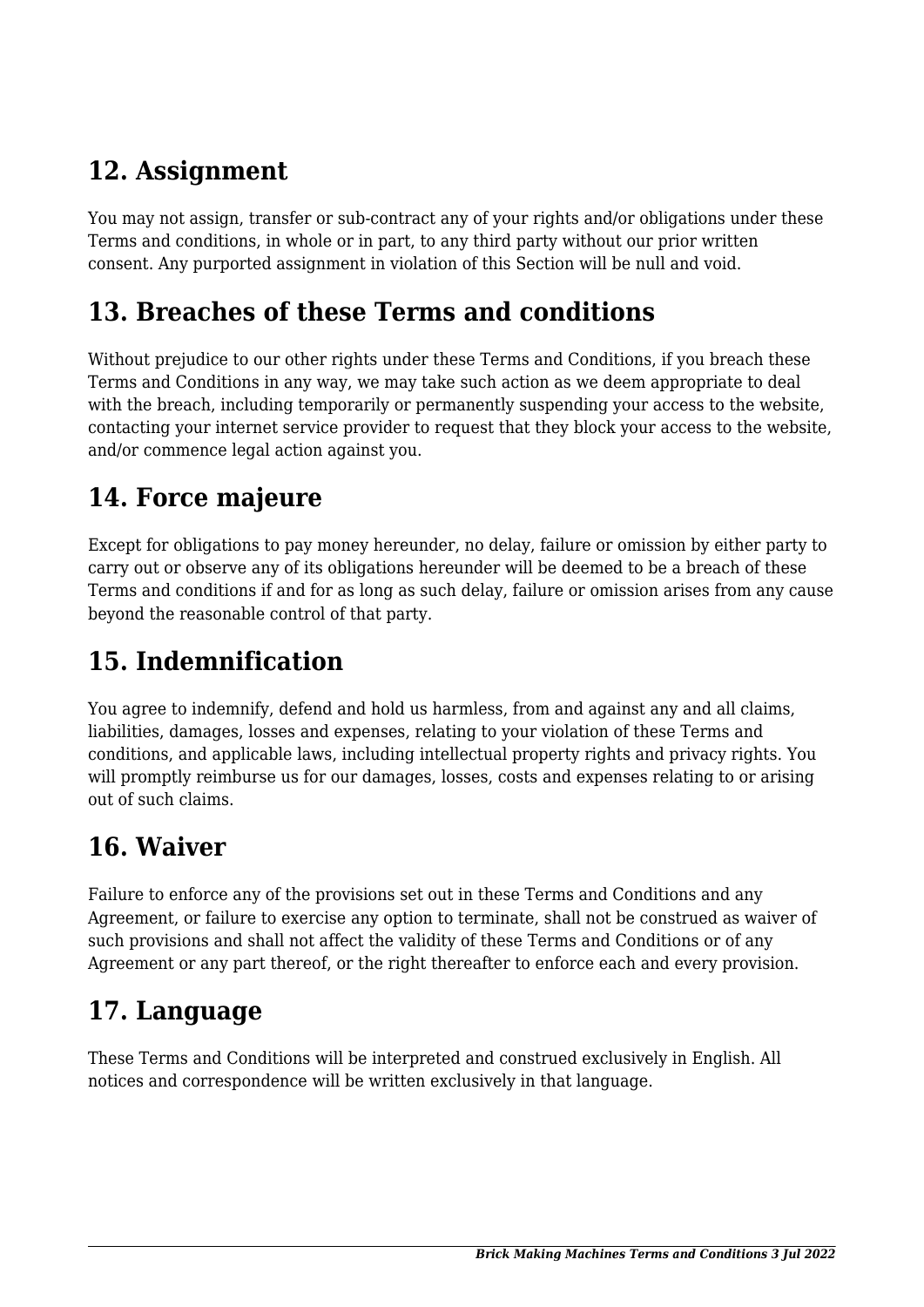## 12. Assignment

You may not assign, transfer or sub-contract any of your rights and/or obligations under these Terms and conditions, in whole or in part, to any third party without our prior written consent. Any purported assignment in violation of this Section will be null and void.

## 13. Breaches of these Terms and conditions

Without prejudice to our other rights under these Terms and Conditions, if you breach these Terms and Conditions in any way, we may take such action as we deem appropriate to deal with the breach, including temporarily or permanently suspending your access to the website, contacting your internet service provider to request that they block your access to the website, and/or commence legal action against you.

## 14. Force majeure

Except for obligations to pay money hereunder, no delay, failure or omission by either party to carry out or observe any of its obligations hereunder will be deemed to be a breach of these Terms and conditions if and for as long as such delay, failure or omission arises from any cause beyond the reasonable control of that party.

## 15. Indemnification

You agree to indemnify, defend and hold us harmless, from and against any and all claims, liabilities, damages, losses and expenses, relating to your violation of these Terms and conditions, and applicable laws, including intellectual property rights and privacy rights. You will promptly reimburse us for our damages, losses, costs and expenses relating to or arising out of such claims.

## 16. Waiver

Failure to enforce any of the provisions set out in these Terms and Conditions and any Agreement, or failure to exercise any option to terminate, shall not be construed as waiver of such provisions and shall not affect the validity of these Terms and Conditions or of any Agreement or any part thereof, or the right thereafter to enforce each and every provision.

## 17. Language

These Terms and Conditions will be interpreted and construed exclusively in English. All notices and correspondence will be written exclusively in that language.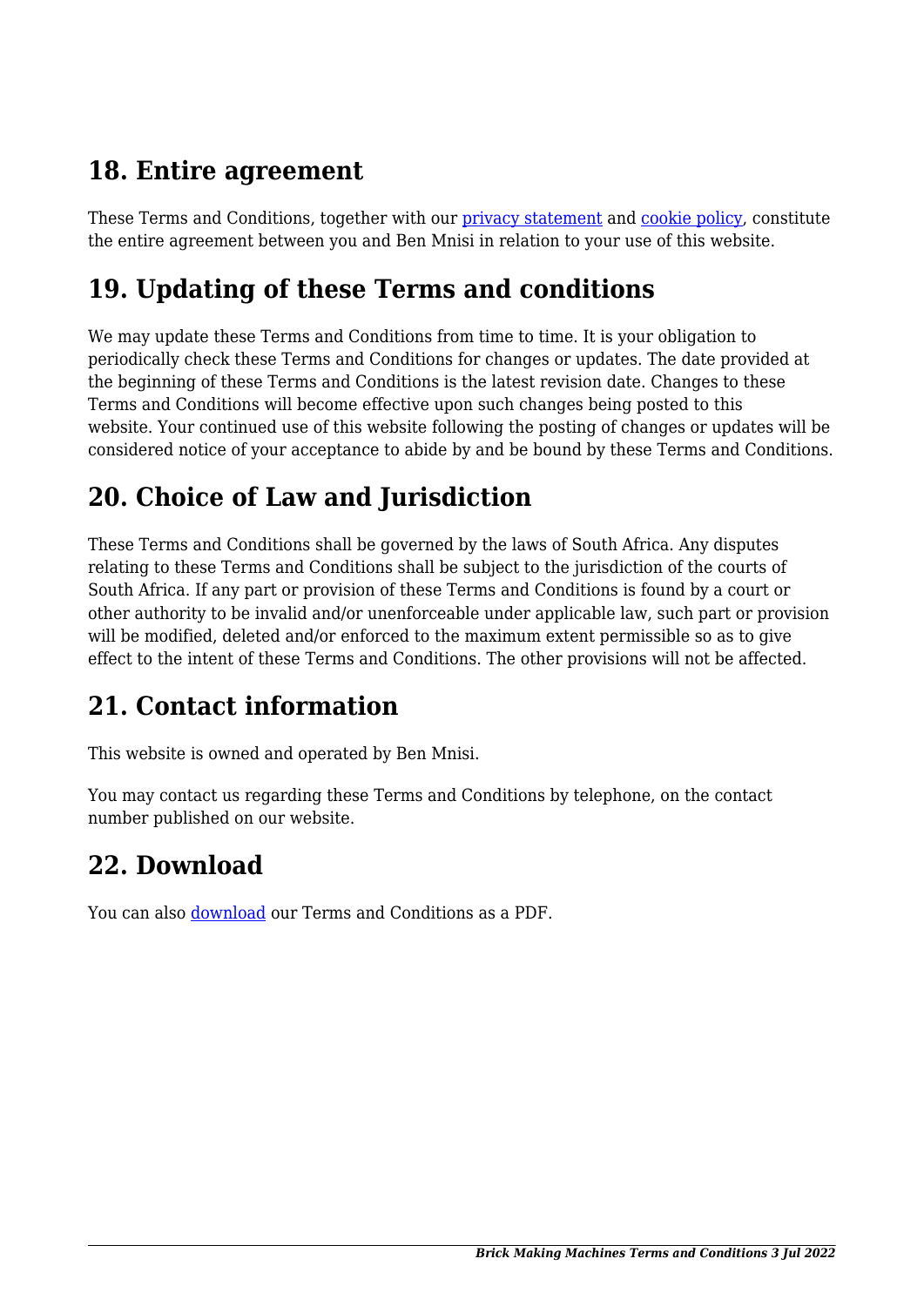## 18. Entire agreement

These Terms and Conditions, together with our privacy statement and cookie policy, constitute the entire agreement between you and Ben Mnisi in relation to your use of this website.

## 19. Updating of these Terms and conditions

We may update these Terms and Conditions from time to time. It is your obligation to periodically check these Terms and Conditions for changes or updates. The date provided at the beginning of these Terms and Conditions is the latest revision date. Changes to these Terms and Conditions will become effective upon such changes being posted to this website. Your continued use of this website following the posting of changes or updates will be considered notice of your acceptance to abide by and be bound by these Terms and Conditions.

## 20. Choice of Law and Jurisdiction

These Terms and Conditions shall be governed by the laws of South Africa. Any disputes relating to these Terms and Conditions shall be subject to the jurisdiction of the courts of South Africa. If any part or provision of these Terms and Conditions is found by a court or other authority to be invalid and/or unenforceable under applicable law, such part or provision will be modified, deleted and/or enforced to the maximum extent permissible so as to give effect to the intent of these Terms and Conditions. The other provisions will not be affected.

## 21. Contact information

This website is owned and operated by Ben Mnisi.

You may contact us regarding these Terms and Conditions by telephone, on the contact number published on our website.

## 22. Download

You can also download our Terms and Conditions as a PDF.